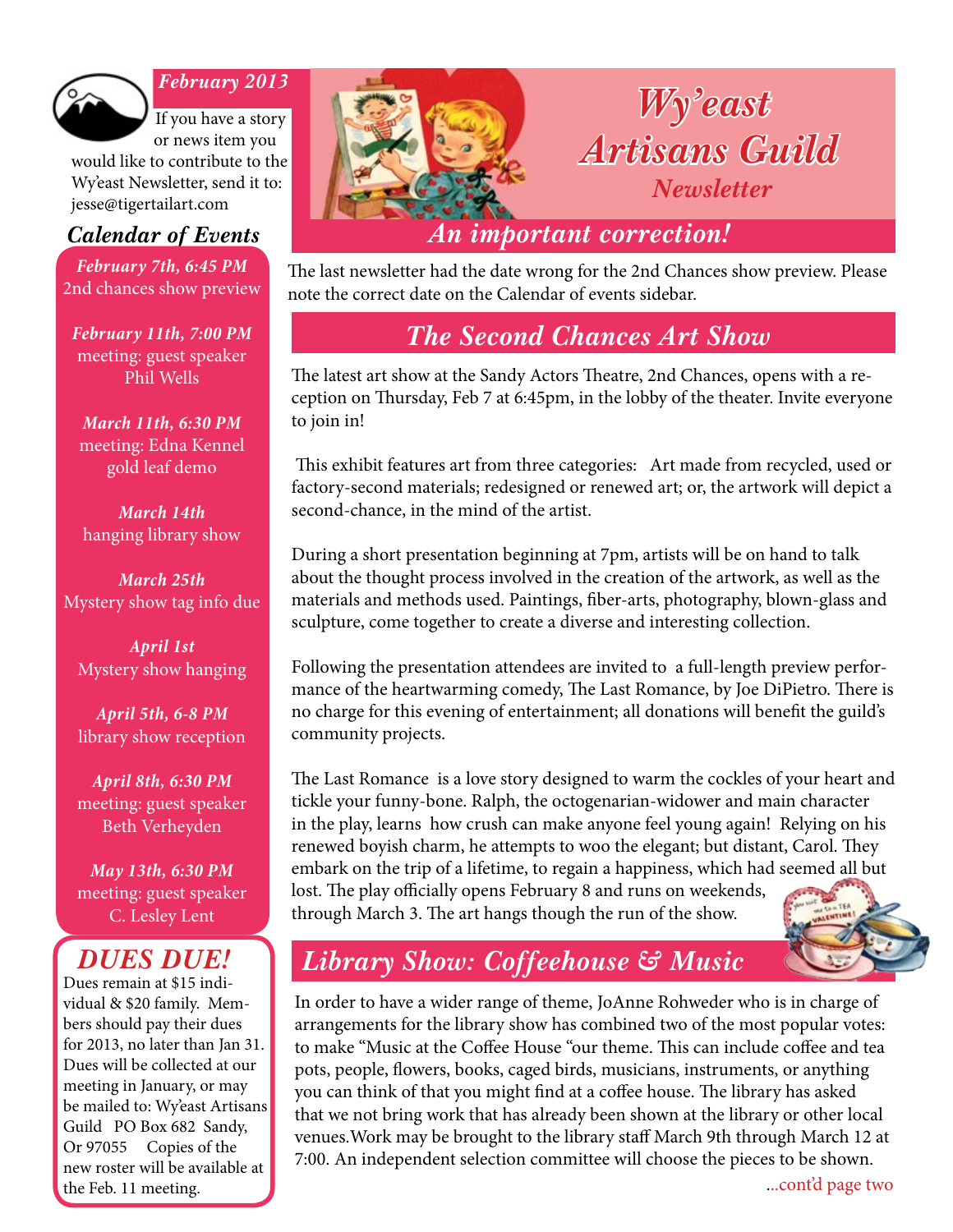# Wy'east Artisans Guild

## Newsletter

*February 2013*

If you have a story or news item you would like to contribute to the Wy'east Newsletter, send it to: jesse@tigertailart.com

### *Calendar of Events*

***February 7th, 6:45 PM***
2nd chances show preview

***February 11th, 7:00 PM***
meeting: guest speaker Phil Wells

***March 11th, 6:30 PM***
meeting: Edna Kennel gold leaf demo

***March 14th***
hanging library show

***March 25th***
Mystery show tag info due

***April 1st***
Mystery show hanging

***April 5th, 6-8 PM***
library show reception

***April 8th, 6:30 PM***
meeting: guest speaker Beth Verheyden

***May 13th, 6:30 PM***
meeting: guest speaker C. Lesley Lent

### *DUES DUE!*

Dues remain at $15 individual & $20 family. Members should pay their dues for 2013, no later than Jan 31. Dues will be collected at our meeting in January, or may be mailed to: Wy'east Artisans Guild PO Box 682 Sandy, Or 97055 Copies of the new roster will be available at the Feb. 11 meeting.

## *An important correction!*

The last newsletter had the date wrong for the 2nd Chances show preview. Please note the correct date on the Calendar of events sidebar.

## *The Second Chances Art Show*

The latest art show at the Sandy Actors Theatre, 2nd Chances, opens with a reception on Thursday, Feb 7 at 6:45pm, in the lobby of the theater. Invite everyone to join in!

This exhibit features art from three categories: Art made from recycled, used or factory-second materials; redesigned or renewed art; or, the artwork will depict a second-chance, in the mind of the artist.

During a short presentation beginning at 7pm, artists will be on hand to talk about the thought process involved in the creation of the artwork, as well as the materials and methods used. Paintings, fiber-arts, photography, blown-glass and sculpture, come together to create a diverse and interesting collection.

Following the presentation attendees are invited to a full-length preview performance of the heartwarming comedy, The Last Romance, by Joe DiPietro. There is no charge for this evening of entertainment; all donations will benefit the guild's community projects.

The Last Romance is a love story designed to warm the cockles of your heart and tickle your funny-bone. Ralph, the octogenarian-widower and main character in the play, learns how crush can make anyone feel young again! Relying on his renewed boyish charm, he attempts to woo the elegant; but distant, Carol. They embark on the trip of a lifetime, to regain a happiness, which had seemed all but lost. The play officially opens February 8 and runs on weekends, through March 3. The art hangs though the run of the show.

## *Library Show: Coffeehouse & Music*

In order to have a wider range of theme, JoAnne Rohweder who is in charge of arrangements for the library show has combined two of the most popular votes: to make "Music at the Coffee House "our theme. This can include coffee and tea pots, people, flowers, books, caged birds, musicians, instruments, or anything you can think of that you might find at a coffee house. The library has asked that we not bring work that has already been shown at the library or other local venues.Work may be brought to the library staff March 9th through March 12 at 7:00. An independent selection committee will choose the pieces to be shown.

...cont'd page two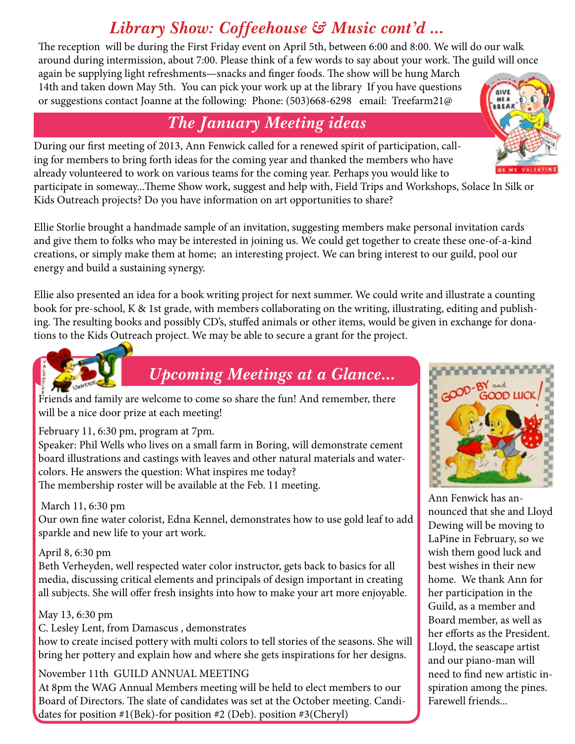## *Library Show: Coffeehouse & Music cont'd ...*

The reception will be during the First Friday event on April 5th, between 6:00 and 8:00. We will do our walk around during intermission, about 7:00. Please think of a few words to say about your work. The guild will once again be supplying light refreshments—snacks and finger foods. The show will be hung March 14th and taken down May 5th. You can pick your work up at the library If you have questions or suggestions contact Joanne at the following: Phone: (503)668-6298 email: Treefarm21@

## *The January Meeting ideas*

During our first meeting of 2013, Ann Fenwick called for a renewed spirit of participation, calling for members to bring forth ideas for the coming year and thanked the members who have already volunteered to work on various teams for the coming year. Perhaps you would like to participate in someway...Theme Show work, suggest and help with, Field Trips and Workshops, Solace In Silk or Kids Outreach projects? Do you have information on art opportunities to share?

Ellie Storlie brought a handmade sample of an invitation, suggesting members make personal invitation cards and give them to folks who may be interested in joining us. We could get together to create these one-of-a-kind creations, or simply make them at home; an interesting project. We can bring interest to our guild, pool our energy and build a sustaining synergy.

Ellie also presented an idea for a book writing project for next summer. We could write and illustrate a counting book for pre-school, K & 1st grade, with members collaborating on the writing, illustrating, editing and publishing. The resulting books and possibly CD's, stuffed animals or other items, would be given in exchange for donations to the Kids Outreach project. We may be able to secure a grant for the project.

## *Upcoming Meetings at a Glance...*

Friends and family are welcome to come so share the fun! And remember, there will be a nice door prize at each meeting!

February 11, 6:30 pm, program at 7pm.
Speaker: Phil Wells who lives on a small farm in Boring, will demonstrate cement board illustrations and castings with leaves and other natural materials and watercolors. He answers the question: What inspires me today?
The membership roster will be available at the Feb. 11 meeting.

March 11, 6:30 pm
Our own fine water colorist, Edna Kennel, demonstrates how to use gold leaf to add sparkle and new life to your art work.

April 8, 6:30 pm
Beth Verheyden, well respected water color instructor, gets back to basics for all media, discussing critical elements and principals of design important in creating all subjects. She will offer fresh insights into how to make your art more enjoyable.

May 13, 6:30 pm
C. Lesley Lent, from Damascus , demonstrates how to create incised pottery with multi colors to tell stories of the seasons. She will bring her pottery and explain how and where she gets inspirations for her designs.

November 11th GUILD ANNUAL MEETING
At 8pm the WAG Annual Members meeting will be held to elect members to our Board of Directors. The slate of candidates was set at the October meeting. Candidates for position #1(Bek)-for position #2 (Deb). position #3(Cheryl)

Ann Fenwick has announced that she and Lloyd Dewing will be moving to LaPine in February, so we wish them good luck and best wishes in their new home. We thank Ann for her participation in the Guild, as a member and Board member, as well as her efforts as the President. Lloyd, the seascape artist and our piano-man will need to find new artistic inspiration among the pines. Farewell friends...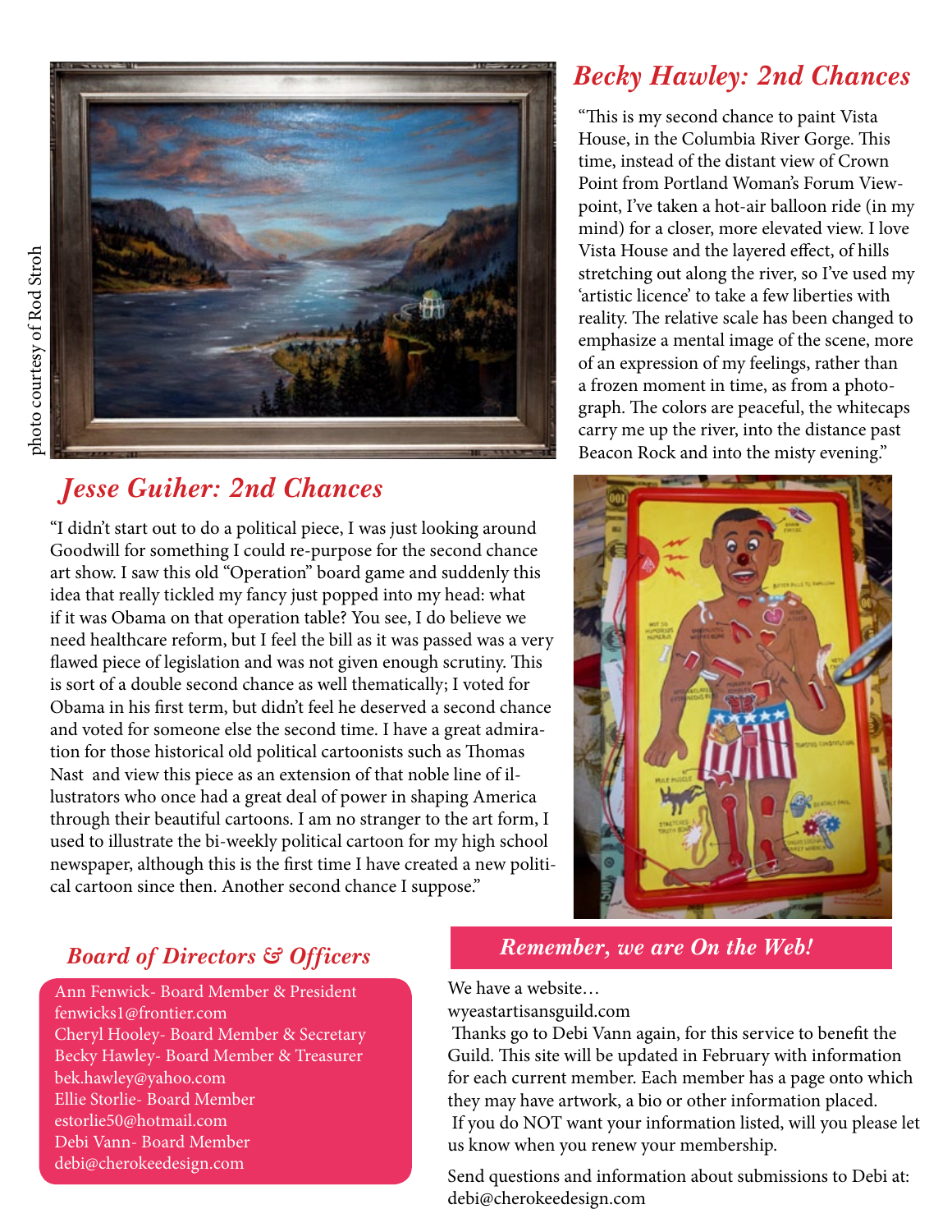photo courtesy of Rod Stroh

## *Becky Hawley: 2nd Chances*

"This is my second chance to paint Vista House, in the Columbia River Gorge. This time, instead of the distant view of Crown Point from Portland Woman's Forum Viewpoint, I've taken a hot-air balloon ride (in my mind) for a closer, more elevated view. I love Vista House and the layered effect, of hills stretching out along the river, so I've used my 'artistic licence' to take a few liberties with reality. The relative scale has been changed to emphasize a mental image of the scene, more of an expression of my feelings, rather than a frozen moment in time, as from a photograph. The colors are peaceful, the whitecaps carry me up the river, into the distance past Beacon Rock and into the misty evening."

## *Jesse Guiher: 2nd Chances*

"I didn't start out to do a political piece, I was just looking around Goodwill for something I could re-purpose for the second chance art show. I saw this old "Operation" board game and suddenly this idea that really tickled my fancy just popped into my head: what if it was Obama on that operation table? You see, I do believe we need healthcare reform, but I feel the bill as it was passed was a very flawed piece of legislation and was not given enough scrutiny. This is sort of a double second chance as well thematically; I voted for Obama in his first term, but didn't feel he deserved a second chance and voted for someone else the second time. I have a great admiration for those historical old political cartoonists such as Thomas Nast and view this piece as an extension of that noble line of illustrators who once had a great deal of power in shaping America through their beautiful cartoons. I am no stranger to the art form, I used to illustrate the bi-weekly political cartoon for my high school newspaper, although this is the first time I have created a new political cartoon since then. Another second chance I suppose."

## *Board of Directors & Officers*

Ann Fenwick- Board Member & President
fenwicks1@frontier.com
Cheryl Hooley- Board Member & Secretary
Becky Hawley- Board Member & Treasurer
bek.hawley@yahoo.com
Ellie Storlie- Board Member
estorlie50@hotmail.com
Debi Vann- Board Member
debi@cherokeedesign.com

## *Remember, we are On the Web!*

We have a website…
wyeastartisansguild.com
Thanks go to Debi Vann again, for this service to benefit the Guild. This site will be updated in February with information for each current member. Each member has a page onto which they may have artwork, a bio or other information placed.
If you do NOT want your information listed, will you please let us know when you renew your membership.

Send questions and information about submissions to Debi at:
debi@cherokeedesign.com